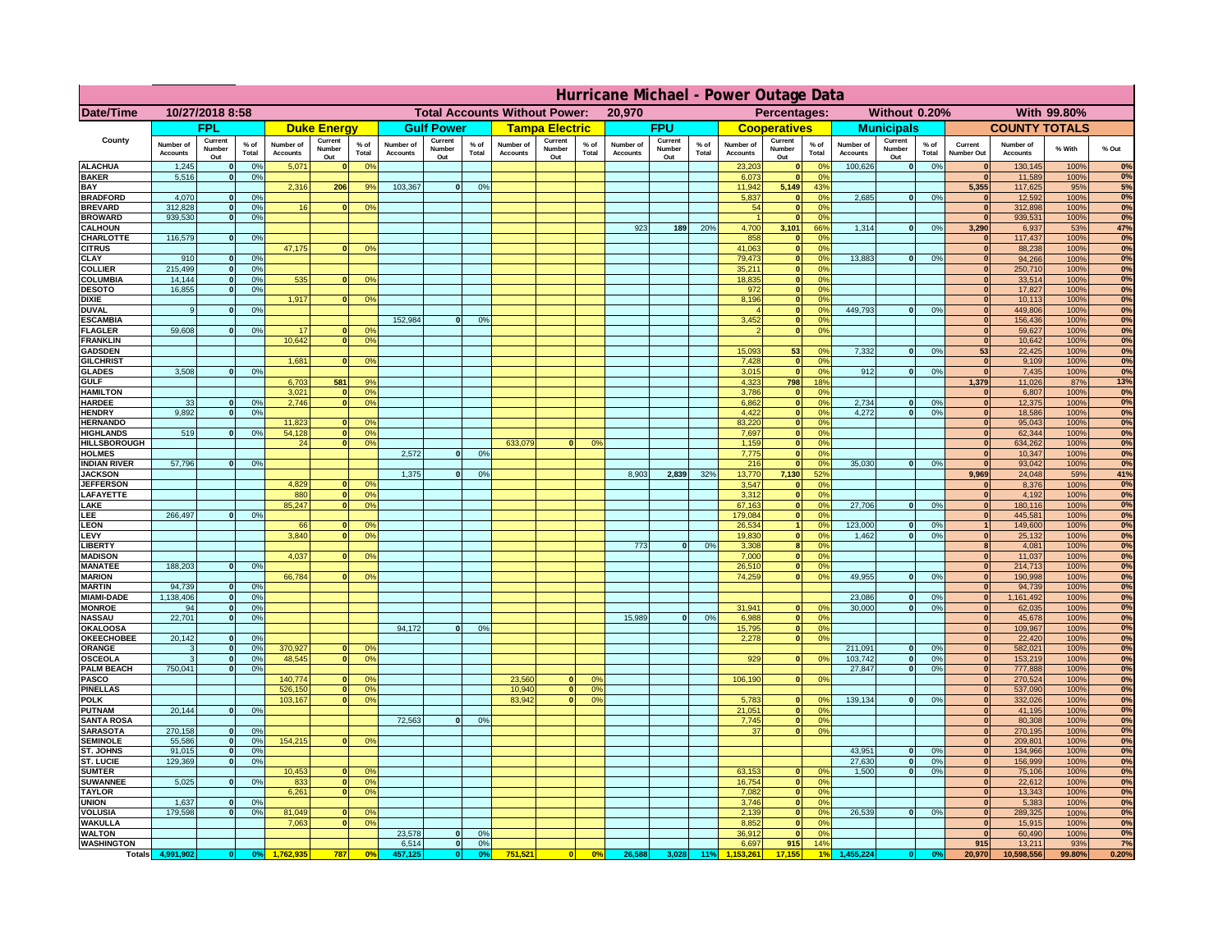# Hurricane Michael - Power Outage Data

| Date/Time | 10/27/2018 8:58 | | | Total Accounts Without Power: | | | 20,970 | | | | | | | | | Percentages: | | | Without 0.20% | | | With 99.80% | | | |
|---|---|---|---|---|---|---|---|---|---|---|---|---|---|---|---|---|---|---|---|---|---|---|---|---|---|
| County | FPL | | | Duke Energy | | | Gulf Power | | | Tampa Electric | | | FPU | | | Cooperatives | | | Municipals | | | COUNTY TOTALS | | | |
| | Number of Accounts | Current Number Out | % of Total | Number of Accounts | Current Number Out | % of Total | Number of Accounts | Current Number Out | % of Total | Number of Accounts | Current Number Out | % of Total | Number of Accounts | Current Number Out | % of Total | Number of Accounts | Current Number Out | % of Total | Number of Accounts | Current Number Out | % of Total | Current Number Out | Number of Accounts | % With | % Out |
| ALACHUA | 1,245 | 0 | 0% | 5,071 | 0 | 0% | | | | | | | | | | 23,203 | 0 | 0% | 100,626 | 0 | 0% | 0 | 130,145 | 100% | 0% |
| BAKER | 5,516 | 0 | 0% | | | | | | | | | | | | | 6,073 | 0 | 0% | | | | 0 | 11,589 | 100% | 0% |
| BAY | | | | 2,316 | 206 | 9% | 103,367 | 0 | 0% | | | | | | | 11,942 | 5,149 | 43% | | | | 5,355 | 117,625 | 95% | 5% |
| BRADFORD | 4,070 | 0 | 0% | | | | | | | | | | | | | 5,837 | 0 | 0% | 2,685 | 0 | 0% | 0 | 12,592 | 100% | 0% |
| BREVARD | 312,828 | 0 | 0% | 16 | 0 | 0% | | | | | | | | | | 54 | 0 | 0% | | | | 0 | 312,898 | 100% | 0% |
| BROWARD | 939,530 | 0 | 0% | | | | | | | | | | | | | 1 | 0 | 0% | | | | 0 | 939,531 | 100% | 0% |
| CALHOUN | | | | | | | | | | | | | 923 | 189 | 20% | 4,700 | 3,101 | 66% | 1,314 | 0 | 0% | 3,290 | 6,937 | 53% | 47% |
| CHARLOTTE | 116,579 | 0 | 0% | | | | | | | | | | | | | 858 | 0 | 0% | | | | 0 | 117,437 | 100% | 0% |
| CITRUS | | | | 47,175 | 0 | 0% | | | | | | | | | | 41,063 | 0 | 0% | | | | 0 | 88,238 | 100% | 0% |
| CLAY | 910 | 0 | 0% | | | | | | | | | | | | | 79,473 | 0 | 0% | 13,883 | 0 | 0% | 0 | 94,266 | 100% | 0% |
| COLLIER | 215,499 | 0 | 0% | | | | | | | | | | | | | 35,211 | 0 | 0% | | | | 0 | 250,710 | 100% | 0% |
| COLUMBIA | 14,144 | 0 | 0% | 535 | 0 | 0% | | | | | | | | | | 18,835 | 0 | 0% | | | | 0 | 33,514 | 100% | 0% |
| DESOTO | 16,855 | 0 | 0% | | | | | | | | | | | | | 972 | 0 | 0% | | | | 0 | 17,827 | 100% | 0% |
| DIXIE | | | | 1,917 | 0 | 0% | | | | | | | | | | 8,196 | 0 | 0% | | | | 0 | 10,113 | 100% | 0% |
| DUVAL | 9 | 0 | 0% | | | | | | | | | | | | | 4 | 0 | 0% | 449,793 | 0 | 0% | 0 | 449,806 | 100% | 0% |
| ESCAMBIA | | | | | | | 152,984 | 0 | 0% | | | | | | | 3,452 | 0 | 0% | | | | 0 | 156,436 | 100% | 0% |
| FLAGLER | 59,608 | 0 | 0% | 17 | 0 | 0% | | | | | | | | | | 2 | 0 | 0% | | | | 0 | 59,627 | 100% | 0% |
| FRANKLIN | | | | 10,642 | 0 | 0% | | | | | | | | | | | | | | | | 0 | 10,642 | 100% | 0% |
| GADSDEN | | | | | | | | | | | | | | | | 15,093 | 53 | 0% | 7,332 | 0 | 0% | 53 | 22,425 | 100% | 0% |
| GILCHRIST | | | | 1,681 | 0 | 0% | | | | | | | | | | 7,428 | 0 | 0% | | | | 0 | 9,109 | 100% | 0% |
| GLADES | 3,508 | 0 | 0% | | | | | | | | | | | | | 3,015 | 0 | 0% | 912 | 0 | 0% | 0 | 7,435 | 100% | 0% |
| GULF | | | | 6,703 | 581 | 9% | | | | | | | | | | 4,323 | 798 | 18% | | | | 1,379 | 11,026 | 87% | 13% |
| HAMILTON | | | | 3,021 | 0 | 0% | | | | | | | | | | 3,786 | 0 | 0% | | | | 0 | 6,807 | 100% | 0% |
| HARDEE | 33 | 0 | 0% | 2,746 | 0 | 0% | | | | | | | | | | 6,862 | 0 | 0% | 2,734 | 0 | 0% | 0 | 12,375 | 100% | 0% |
| HENDRY | 9,892 | 0 | 0% | | | | | | | | | | | | | 4,422 | 0 | 0% | 4,272 | 0 | 0% | 0 | 18,586 | 100% | 0% |
| HERNANDO | | | | 11,823 | 0 | 0% | | | | | | | | | | 83,220 | 0 | 0% | | | | 0 | 95,043 | 100% | 0% |
| HIGHLANDS | 519 | 0 | 0% | 54,128 | 0 | 0% | | | | | | | | | | 7,697 | 0 | 0% | | | | 0 | 62,344 | 100% | 0% |
| HILLSBOROUGH | | | | 24 | 0 | 0% | | | | 633,079 | 0 | 0% | | | | 1,159 | 0 | 0% | | | | 0 | 634,262 | 100% | 0% |
| HOLMES | | | | | | | 2,572 | 0 | 0% | | | | | | | 7,775 | 0 | 0% | | | | 0 | 10,347 | 100% | 0% |
| INDIAN RIVER | 57,796 | 0 | 0% | | | | | | | | | | | | | 216 | 0 | 0% | 35,030 | 0 | 0% | 0 | 93,042 | 100% | 0% |
| JACKSON | | | | | | | 1,375 | 0 | 0% | | | | 8,903 | 2,839 | 32% | 13,770 | 7,130 | 52% | | | | 9,969 | 24,048 | 59% | 41% |
| JEFFERSON | | | | 4,829 | 0 | 0% | | | | | | | | | | 3,547 | 0 | 0% | | | | 0 | 8,376 | 100% | 0% |
| LAFAYETTE | | | | 880 | 0 | 0% | | | | | | | | | | 3,312 | 0 | 0% | | | | 0 | 4,192 | 100% | 0% |
| LAKE | | | | 85,247 | 0 | 0% | | | | | | | | | | 67,163 | 0 | 0% | 27,706 | 0 | 0% | 0 | 180,116 | 100% | 0% |
| LEE | 266,497 | 0 | 0% | | | | | | | | | | | | | 179,084 | 0 | 0% | | | | 0 | 445,581 | 100% | 0% |
| LEON | | | | 66 | 0 | 0% | | | | | | | | | | 26,534 | 1 | 0% | 123,000 | 0 | 0% | 1 | 149,600 | 100% | 0% |
| LEVY | | | | 3,840 | 0 | 0% | | | | | | | | | | 19,830 | 0 | 0% | 1,462 | 0 | 0% | 0 | 25,132 | 100% | 0% |
| LIBERTY | | | | | | | | | | | | | 773 | 0 | 0% | 3,308 | 8 | 0% | | | | 8 | 4,081 | 100% | 0% |
| MADISON | | | | 4,037 | 0 | 0% | | | | | | | | | | 7,000 | 0 | 0% | | | | 0 | 11,037 | 100% | 0% |
| MANATEE | 188,203 | 0 | 0% | | | | | | | | | | | | | 26,510 | 0 | 0% | | | | 0 | 214,713 | 100% | 0% |
| MARION | | | | 66,784 | 0 | 0% | | | | | | | | | | 74,259 | 0 | 0% | 49,955 | 0 | 0% | 0 | 190,998 | 100% | 0% |
| MARTIN | 94,739 | 0 | 0% | | | | | | | | | | | | | | | | | | | 0 | 94,739 | 100% | 0% |
| MIAMI-DADE | 1,138,406 | 0 | 0% | | | | | | | | | | | | | | | | 23,086 | 0 | 0% | 0 | 1,161,492 | 100% | 0% |
| MONROE | 94 | 0 | 0% | | | | | | | | | | | | | 31,941 | 0 | 0% | 30,000 | 0 | 0% | 0 | 62,035 | 100% | 0% |
| NASSAU | 22,701 | 0 | 0% | | | | | | | | | | 15,989 | 0 | 0% | 6,988 | 0 | 0% | | | | 0 | 45,678 | 100% | 0% |
| OKALOOSA | | | | | | | 94,172 | 0 | 0% | | | | | | | 15,795 | 0 | 0% | | | | 0 | 109,967 | 100% | 0% |
| OKEECHOBEE | 20,142 | 0 | 0% | | | | | | | | | | | | | 2,278 | 0 | 0% | | | | 0 | 22,420 | 100% | 0% |
| ORANGE | 3 | 0 | 0% | 370,927 | 0 | 0% | | | | | | | | | | | | | 211,091 | 0 | 0% | 0 | 582,021 | 100% | 0% |
| OSCEOLA | 3 | 0 | 0% | 48,545 | 0 | 0% | | | | | | | | | | 929 | 0 | 0% | 103,742 | 0 | 0% | 0 | 153,219 | 100% | 0% |
| PALM BEACH | 750,041 | 0 | 0% | | | | | | | | | | | | | | | | 27,847 | 0 | 0% | 0 | 777,888 | 100% | 0% |
| PASCO | | | | 140,774 | 0 | 0% | | | | 23,560 | 0 | 0% | | | | 106,190 | 0 | 0% | | | | 0 | 270,524 | 100% | 0% |
| PINELLAS | | | | 526,150 | 0 | 0% | | | | 10,940 | 0 | 0% | | | | | | | | | | 0 | 537,090 | 100% | 0% |
| POLK | | | | 103,167 | 0 | 0% | | | | 83,942 | 0 | 0% | | | | 5,783 | 0 | 0% | 139,134 | 0 | 0% | 0 | 332,026 | 100% | 0% |
| PUTNAM | 20,144 | 0 | 0% | | | | | | | | | | | | | 21,051 | 0 | 0% | | | | 0 | 41,195 | 100% | 0% |
| SANTA ROSA | | | | | | | 72,563 | 0 | 0% | | | | | | | 7,745 | 0 | 0% | | | | 0 | 80,308 | 100% | 0% |
| SARASOTA | 270,158 | 0 | 0% | | | | | | | | | | | | | 37 | 0 | 0% | | | | 0 | 270,195 | 100% | 0% |
| SEMINOLE | 55,586 | 0 | 0% | 154,215 | 0 | 0% | | | | | | | | | | | | | | | | 0 | 209,801 | 100% | 0% |
| ST. JOHNS | 91,015 | 0 | 0% | | | | | | | | | | | | | | | | 43,951 | 0 | 0% | 0 | 134,966 | 100% | 0% |
| ST. LUCIE | 129,369 | 0 | 0% | | | | | | | | | | | | | | | | 27,630 | 0 | 0% | 0 | 156,999 | 100% | 0% |
| SUMTER | | | | 10,453 | 0 | 0% | | | | | | | | | | 63,153 | 0 | 0% | 1,500 | 0 | 0% | 0 | 75,106 | 100% | 0% |
| SUWANNEE | 5,025 | 0 | 0% | 833 | 0 | 0% | | | | | | | | | | 16,754 | 0 | 0% | | | | 0 | 22,612 | 100% | 0% |
| TAYLOR | | | | 6,261 | 0 | 0% | | | | | | | | | | 7,082 | 0 | 0% | | | | 0 | 13,343 | 100% | 0% |
| UNION | 1,637 | 0 | 0% | | | | | | | | | | | | | 3,746 | 0 | 0% | | | | 0 | 5,383 | 100% | 0% |
| VOLUSIA | 179,598 | 0 | 0% | 81,049 | 0 | 0% | | | | | | | | | | 2,139 | 0 | 0% | 26,539 | 0 | 0% | 0 | 289,325 | 100% | 0% |
| WAKULLA | | | | 7,063 | 0 | 0% | | | | | | | | | | 8,852 | 0 | 0% | | | | 0 | 15,915 | 100% | 0% |
| WALTON | | | | | | | 23,578 | 0 | 0% | | | | | | | 36,912 | 0 | 0% | | | | 0 | 60,490 | 100% | 0% |
| WASHINGTON | | | | | | | 6,514 | 0 | 0% | | | | | | | 6,697 | 915 | 14% | | | | 915 | 13,211 | 93% | 7% |
| Totals | 4,991,902 | 0 | 0% | 1,762,935 | 787 | 0% | 457,125 | 0 | 0% | 751,521 | 0 | 0% | 26,588 | 3,028 | 11% | 1,153,261 | 17,155 | 1% | 1,455,224 | 0 | 0% | 20,970 | 10,598,556 | 99.80% | 0.20% |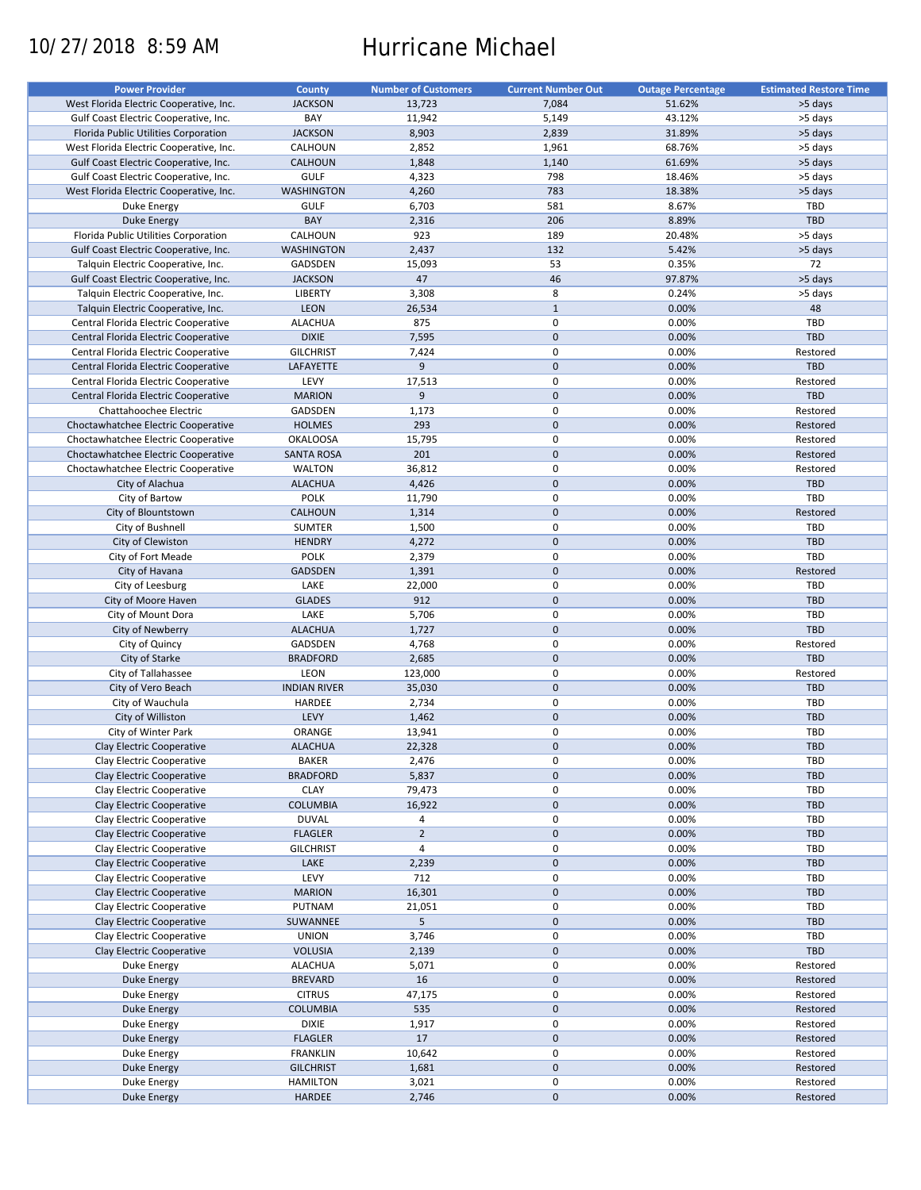10/27/2018 8:59 AM

# Hurricane Michael

| Power Provider | County | Number of Customers | Current Number Out | Outage Percentage | Estimated Restore Time |
|---|---|---|---|---|---|
| West Florida Electric Cooperative, Inc. | JACKSON | 13,723 | 7,084 | 51.62% | >5 days |
| Gulf Coast Electric Cooperative, Inc. | BAY | 11,942 | 5,149 | 43.12% | >5 days |
| Florida Public Utilities Corporation | JACKSON | 8,903 | 2,839 | 31.89% | >5 days |
| West Florida Electric Cooperative, Inc. | CALHOUN | 2,852 | 1,961 | 68.76% | >5 days |
| Gulf Coast Electric Cooperative, Inc. | CALHOUN | 1,848 | 1,140 | 61.69% | >5 days |
| Gulf Coast Electric Cooperative, Inc. | GULF | 4,323 | 798 | 18.46% | >5 days |
| West Florida Electric Cooperative, Inc. | WASHINGTON | 4,260 | 783 | 18.38% | >5 days |
| Duke Energy | GULF | 6,703 | 581 | 8.67% | TBD |
| Duke Energy | BAY | 2,316 | 206 | 8.89% | TBD |
| Florida Public Utilities Corporation | CALHOUN | 923 | 189 | 20.48% | >5 days |
| Gulf Coast Electric Cooperative, Inc. | WASHINGTON | 2,437 | 132 | 5.42% | >5 days |
| Talquin Electric Cooperative, Inc. | GADSDEN | 15,093 | 53 | 0.35% | 72 |
| Gulf Coast Electric Cooperative, Inc. | JACKSON | 47 | 46 | 97.87% | >5 days |
| Talquin Electric Cooperative, Inc. | LIBERTY | 3,308 | 8 | 0.24% | >5 days |
| Talquin Electric Cooperative, Inc. | LEON | 26,534 | 1 | 0.00% | 48 |
| Central Florida Electric Cooperative | ALACHUA | 875 | 0 | 0.00% | TBD |
| Central Florida Electric Cooperative | DIXIE | 7,595 | 0 | 0.00% | TBD |
| Central Florida Electric Cooperative | GILCHRIST | 7,424 | 0 | 0.00% | Restored |
| Central Florida Electric Cooperative | LAFAYETTE | 9 | 0 | 0.00% | TBD |
| Central Florida Electric Cooperative | LEVY | 17,513 | 0 | 0.00% | Restored |
| Central Florida Electric Cooperative | MARION | 9 | 0 | 0.00% | TBD |
| Chattahoochee Electric | GADSDEN | 1,173 | 0 | 0.00% | Restored |
| Choctawhatchee Electric Cooperative | HOLMES | 293 | 0 | 0.00% | Restored |
| Choctawhatchee Electric Cooperative | OKALOOSA | 15,795 | 0 | 0.00% | Restored |
| Choctawhatchee Electric Cooperative | SANTA ROSA | 201 | 0 | 0.00% | Restored |
| Choctawhatchee Electric Cooperative | WALTON | 36,812 | 0 | 0.00% | Restored |
| City of Alachua | ALACHUA | 4,426 | 0 | 0.00% | TBD |
| City of Bartow | POLK | 11,790 | 0 | 0.00% | TBD |
| City of Blountstown | CALHOUN | 1,314 | 0 | 0.00% | Restored |
| City of Bushnell | SUMTER | 1,500 | 0 | 0.00% | TBD |
| City of Clewiston | HENDRY | 4,272 | 0 | 0.00% | TBD |
| City of Fort Meade | POLK | 2,379 | 0 | 0.00% | TBD |
| City of Havana | GADSDEN | 1,391 | 0 | 0.00% | Restored |
| City of Leesburg | LAKE | 22,000 | 0 | 0.00% | TBD |
| City of Moore Haven | GLADES | 912 | 0 | 0.00% | TBD |
| City of Mount Dora | LAKE | 5,706 | 0 | 0.00% | TBD |
| City of Newberry | ALACHUA | 1,727 | 0 | 0.00% | TBD |
| City of Quincy | GADSDEN | 4,768 | 0 | 0.00% | Restored |
| City of Starke | BRADFORD | 2,685 | 0 | 0.00% | TBD |
| City of Tallahassee | LEON | 123,000 | 0 | 0.00% | Restored |
| City of Vero Beach | INDIAN RIVER | 35,030 | 0 | 0.00% | TBD |
| City of Wauchula | HARDEE | 2,734 | 0 | 0.00% | TBD |
| City of Williston | LEVY | 1,462 | 0 | 0.00% | TBD |
| City of Winter Park | ORANGE | 13,941 | 0 | 0.00% | TBD |
| Clay Electric Cooperative | ALACHUA | 22,328 | 0 | 0.00% | TBD |
| Clay Electric Cooperative | BAKER | 2,476 | 0 | 0.00% | TBD |
| Clay Electric Cooperative | BRADFORD | 5,837 | 0 | 0.00% | TBD |
| Clay Electric Cooperative | CLAY | 79,473 | 0 | 0.00% | TBD |
| Clay Electric Cooperative | COLUMBIA | 16,922 | 0 | 0.00% | TBD |
| Clay Electric Cooperative | DUVAL | 4 | 0 | 0.00% | TBD |
| Clay Electric Cooperative | FLAGLER | 2 | 0 | 0.00% | TBD |
| Clay Electric Cooperative | GILCHRIST | 4 | 0 | 0.00% | TBD |
| Clay Electric Cooperative | LAKE | 2,239 | 0 | 0.00% | TBD |
| Clay Electric Cooperative | LEVY | 712 | 0 | 0.00% | TBD |
| Clay Electric Cooperative | MARION | 16,301 | 0 | 0.00% | TBD |
| Clay Electric Cooperative | PUTNAM | 21,051 | 0 | 0.00% | TBD |
| Clay Electric Cooperative | SUWANNEE | 5 | 0 | 0.00% | TBD |
| Clay Electric Cooperative | UNION | 3,746 | 0 | 0.00% | TBD |
| Clay Electric Cooperative | VOLUSIA | 2,139 | 0 | 0.00% | TBD |
| Duke Energy | ALACHUA | 5,071 | 0 | 0.00% | Restored |
| Duke Energy | BREVARD | 16 | 0 | 0.00% | Restored |
| Duke Energy | CITRUS | 47,175 | 0 | 0.00% | Restored |
| Duke Energy | COLUMBIA | 535 | 0 | 0.00% | Restored |
| Duke Energy | DIXIE | 1,917 | 0 | 0.00% | Restored |
| Duke Energy | FLAGLER | 17 | 0 | 0.00% | Restored |
| Duke Energy | FRANKLIN | 10,642 | 0 | 0.00% | Restored |
| Duke Energy | GILCHRIST | 1,681 | 0 | 0.00% | Restored |
| Duke Energy | HAMILTON | 3,021 | 0 | 0.00% | Restored |
| Duke Energy | HARDEE | 2,746 | 0 | 0.00% | Restored |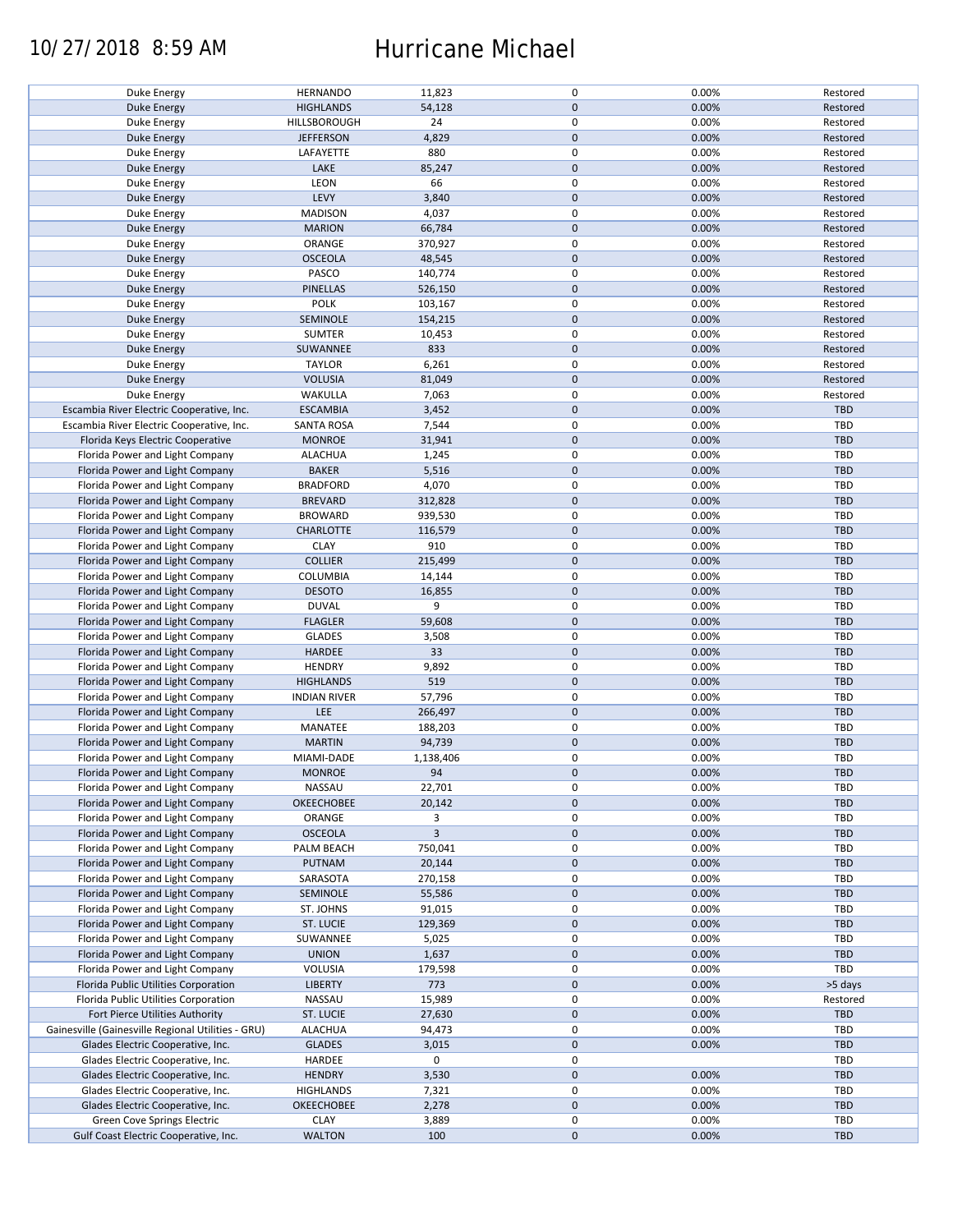# Hurricane Michael

10/27/2018 8:59 AM

| | | | | | |
|---|---|---|---|---|---|
| Duke Energy | HERNANDO | 11,823 | 0 | 0.00% | Restored |
| Duke Energy | HIGHLANDS | 54,128 | 0 | 0.00% | Restored |
| Duke Energy | HILLSBOROUGH | 24 | 0 | 0.00% | Restored |
| Duke Energy | JEFFERSON | 4,829 | 0 | 0.00% | Restored |
| Duke Energy | LAFAYETTE | 880 | 0 | 0.00% | Restored |
| Duke Energy | LAKE | 85,247 | 0 | 0.00% | Restored |
| Duke Energy | LEON | 66 | 0 | 0.00% | Restored |
| Duke Energy | LEVY | 3,840 | 0 | 0.00% | Restored |
| Duke Energy | MADISON | 4,037 | 0 | 0.00% | Restored |
| Duke Energy | MARION | 66,784 | 0 | 0.00% | Restored |
| Duke Energy | ORANGE | 370,927 | 0 | 0.00% | Restored |
| Duke Energy | OSCEOLA | 48,545 | 0 | 0.00% | Restored |
| Duke Energy | PASCO | 140,774 | 0 | 0.00% | Restored |
| Duke Energy | PINELLAS | 526,150 | 0 | 0.00% | Restored |
| Duke Energy | POLK | 103,167 | 0 | 0.00% | Restored |
| Duke Energy | SEMINOLE | 154,215 | 0 | 0.00% | Restored |
| Duke Energy | SUMTER | 10,453 | 0 | 0.00% | Restored |
| Duke Energy | SUWANNEE | 833 | 0 | 0.00% | Restored |
| Duke Energy | TAYLOR | 6,261 | 0 | 0.00% | Restored |
| Duke Energy | VOLUSIA | 81,049 | 0 | 0.00% | Restored |
| Duke Energy | WAKULLA | 7,063 | 0 | 0.00% | Restored |
| Escambia River Electric Cooperative, Inc. | ESCAMBIA | 3,452 | 0 | 0.00% | TBD |
| Escambia River Electric Cooperative, Inc. | SANTA ROSA | 7,544 | 0 | 0.00% | TBD |
| Florida Keys Electric Cooperative | MONROE | 31,941 | 0 | 0.00% | TBD |
| Florida Power and Light Company | ALACHUA | 1,245 | 0 | 0.00% | TBD |
| Florida Power and Light Company | BAKER | 5,516 | 0 | 0.00% | TBD |
| Florida Power and Light Company | BRADFORD | 4,070 | 0 | 0.00% | TBD |
| Florida Power and Light Company | BREVARD | 312,828 | 0 | 0.00% | TBD |
| Florida Power and Light Company | BROWARD | 939,530 | 0 | 0.00% | TBD |
| Florida Power and Light Company | CHARLOTTE | 116,579 | 0 | 0.00% | TBD |
| Florida Power and Light Company | CLAY | 910 | 0 | 0.00% | TBD |
| Florida Power and Light Company | COLLIER | 215,499 | 0 | 0.00% | TBD |
| Florida Power and Light Company | COLUMBIA | 14,144 | 0 | 0.00% | TBD |
| Florida Power and Light Company | DESOTO | 16,855 | 0 | 0.00% | TBD |
| Florida Power and Light Company | DUVAL | 9 | 0 | 0.00% | TBD |
| Florida Power and Light Company | FLAGLER | 59,608 | 0 | 0.00% | TBD |
| Florida Power and Light Company | GLADES | 3,508 | 0 | 0.00% | TBD |
| Florida Power and Light Company | HARDEE | 33 | 0 | 0.00% | TBD |
| Florida Power and Light Company | HENDRY | 9,892 | 0 | 0.00% | TBD |
| Florida Power and Light Company | HIGHLANDS | 519 | 0 | 0.00% | TBD |
| Florida Power and Light Company | INDIAN RIVER | 57,796 | 0 | 0.00% | TBD |
| Florida Power and Light Company | LEE | 266,497 | 0 | 0.00% | TBD |
| Florida Power and Light Company | MANATEE | 188,203 | 0 | 0.00% | TBD |
| Florida Power and Light Company | MARTIN | 94,739 | 0 | 0.00% | TBD |
| Florida Power and Light Company | MIAMI-DADE | 1,138,406 | 0 | 0.00% | TBD |
| Florida Power and Light Company | MONROE | 94 | 0 | 0.00% | TBD |
| Florida Power and Light Company | NASSAU | 22,701 | 0 | 0.00% | TBD |
| Florida Power and Light Company | OKEECHOBEE | 20,142 | 0 | 0.00% | TBD |
| Florida Power and Light Company | ORANGE | 3 | 0 | 0.00% | TBD |
| Florida Power and Light Company | OSCEOLA | 3 | 0 | 0.00% | TBD |
| Florida Power and Light Company | PALM BEACH | 750,041 | 0 | 0.00% | TBD |
| Florida Power and Light Company | PUTNAM | 20,144 | 0 | 0.00% | TBD |
| Florida Power and Light Company | SARASOTA | 270,158 | 0 | 0.00% | TBD |
| Florida Power and Light Company | SEMINOLE | 55,586 | 0 | 0.00% | TBD |
| Florida Power and Light Company | ST. JOHNS | 91,015 | 0 | 0.00% | TBD |
| Florida Power and Light Company | ST. LUCIE | 129,369 | 0 | 0.00% | TBD |
| Florida Power and Light Company | SUWANNEE | 5,025 | 0 | 0.00% | TBD |
| Florida Power and Light Company | UNION | 1,637 | 0 | 0.00% | TBD |
| Florida Power and Light Company | VOLUSIA | 179,598 | 0 | 0.00% | TBD |
| Florida Public Utilities Corporation | LIBERTY | 773 | 0 | 0.00% | >5 days |
| Florida Public Utilities Corporation | NASSAU | 15,989 | 0 | 0.00% | Restored |
| Fort Pierce Utilities Authority | ST. LUCIE | 27,630 | 0 | 0.00% | TBD |
| Gainesville (Gainesville Regional Utilities - GRU) | ALACHUA | 94,473 | 0 | 0.00% | TBD |
| Glades Electric Cooperative, Inc. | GLADES | 3,015 | 0 | 0.00% | TBD |
| Glades Electric Cooperative, Inc. | HARDEE | 0 | 0 | | TBD |
| Glades Electric Cooperative, Inc. | HENDRY | 3,530 | 0 | 0.00% | TBD |
| Glades Electric Cooperative, Inc. | HIGHLANDS | 7,321 | 0 | 0.00% | TBD |
| Glades Electric Cooperative, Inc. | OKEECHOBEE | 2,278 | 0 | 0.00% | TBD |
| Green Cove Springs Electric | CLAY | 3,889 | 0 | 0.00% | TBD |
| Gulf Coast Electric Cooperative, Inc. | WALTON | 100 | 0 | 0.00% | TBD |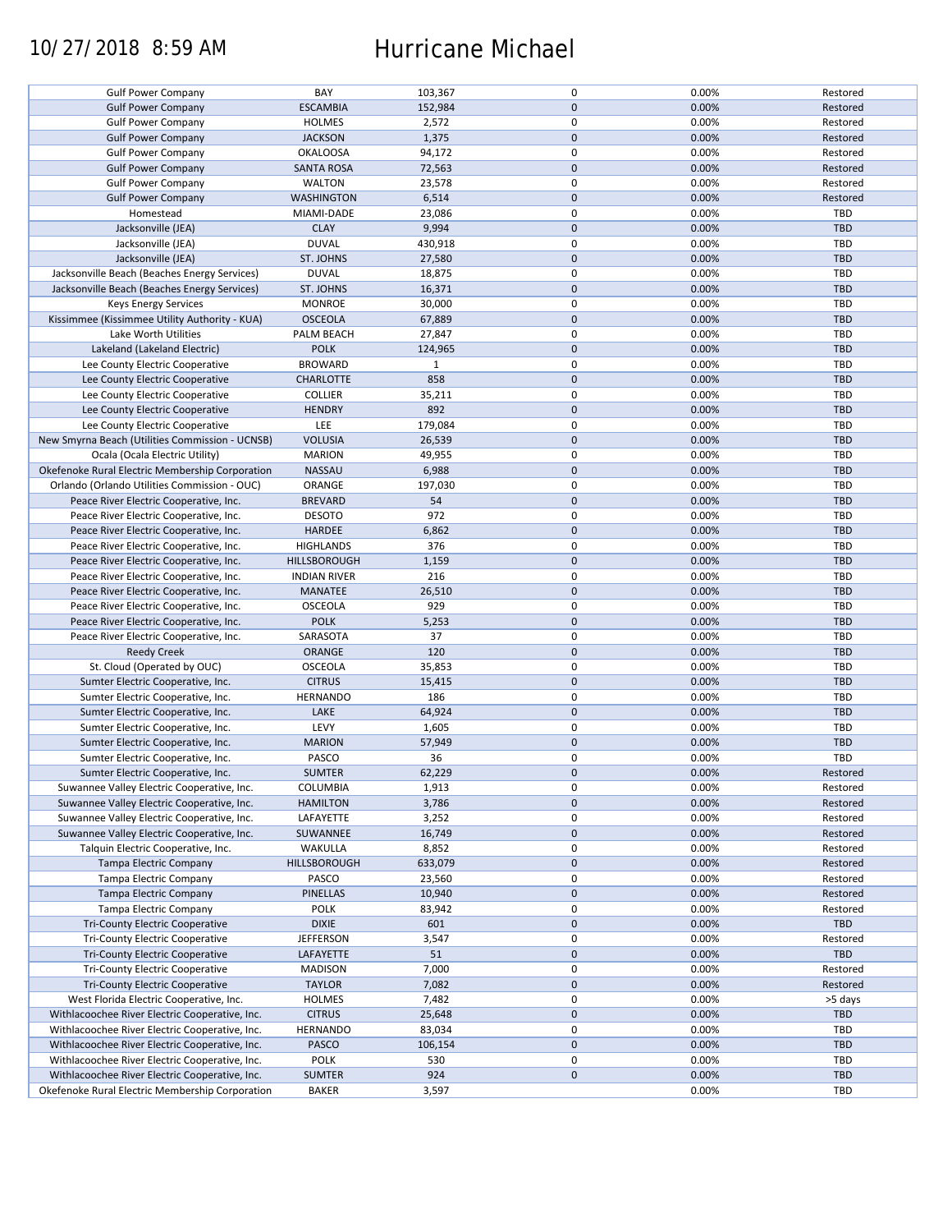10/27/2018 8:59 AM Hurricane Michael

| | | | | | |
|---|---|---|---|---|---|
| Gulf Power Company | BAY | 103,367 | 0 | 0.00% | Restored |
| Gulf Power Company | ESCAMBIA | 152,984 | 0 | 0.00% | Restored |
| Gulf Power Company | HOLMES | 2,572 | 0 | 0.00% | Restored |
| Gulf Power Company | JACKSON | 1,375 | 0 | 0.00% | Restored |
| Gulf Power Company | OKALOOSA | 94,172 | 0 | 0.00% | Restored |
| Gulf Power Company | SANTA ROSA | 72,563 | 0 | 0.00% | Restored |
| Gulf Power Company | WALTON | 23,578 | 0 | 0.00% | Restored |
| Gulf Power Company | WASHINGTON | 6,514 | 0 | 0.00% | Restored |
| Homestead | MIAMI-DADE | 23,086 | 0 | 0.00% | TBD |
| Jacksonville (JEA) | CLAY | 9,994 | 0 | 0.00% | TBD |
| Jacksonville (JEA) | DUVAL | 430,918 | 0 | 0.00% | TBD |
| Jacksonville (JEA) | ST. JOHNS | 27,580 | 0 | 0.00% | TBD |
| Jacksonville Beach (Beaches Energy Services) | DUVAL | 18,875 | 0 | 0.00% | TBD |
| Jacksonville Beach (Beaches Energy Services) | ST. JOHNS | 16,371 | 0 | 0.00% | TBD |
| Keys Energy Services | MONROE | 30,000 | 0 | 0.00% | TBD |
| Kissimmee (Kissimmee Utility Authority - KUA) | OSCEOLA | 67,889 | 0 | 0.00% | TBD |
| Lake Worth Utilities | PALM BEACH | 27,847 | 0 | 0.00% | TBD |
| Lakeland (Lakeland Electric) | POLK | 124,965 | 0 | 0.00% | TBD |
| Lee County Electric Cooperative | BROWARD | 1 | 0 | 0.00% | TBD |
| Lee County Electric Cooperative | CHARLOTTE | 858 | 0 | 0.00% | TBD |
| Lee County Electric Cooperative | COLLIER | 35,211 | 0 | 0.00% | TBD |
| Lee County Electric Cooperative | HENDRY | 892 | 0 | 0.00% | TBD |
| Lee County Electric Cooperative | LEE | 179,084 | 0 | 0.00% | TBD |
| New Smyrna Beach (Utilities Commission - UCNSB) | VOLUSIA | 26,539 | 0 | 0.00% | TBD |
| Ocala (Ocala Electric Utility) | MARION | 49,955 | 0 | 0.00% | TBD |
| Okefenoke Rural Electric Membership Corporation | NASSAU | 6,988 | 0 | 0.00% | TBD |
| Orlando (Orlando Utilities Commission - OUC) | ORANGE | 197,030 | 0 | 0.00% | TBD |
| Peace River Electric Cooperative, Inc. | BREVARD | 54 | 0 | 0.00% | TBD |
| Peace River Electric Cooperative, Inc. | DESOTO | 972 | 0 | 0.00% | TBD |
| Peace River Electric Cooperative, Inc. | HARDEE | 6,862 | 0 | 0.00% | TBD |
| Peace River Electric Cooperative, Inc. | HIGHLANDS | 376 | 0 | 0.00% | TBD |
| Peace River Electric Cooperative, Inc. | HILLSBOROUGH | 1,159 | 0 | 0.00% | TBD |
| Peace River Electric Cooperative, Inc. | INDIAN RIVER | 216 | 0 | 0.00% | TBD |
| Peace River Electric Cooperative, Inc. | MANATEE | 26,510 | 0 | 0.00% | TBD |
| Peace River Electric Cooperative, Inc. | OSCEOLA | 929 | 0 | 0.00% | TBD |
| Peace River Electric Cooperative, Inc. | POLK | 5,253 | 0 | 0.00% | TBD |
| Peace River Electric Cooperative, Inc. | SARASOTA | 37 | 0 | 0.00% | TBD |
| Reedy Creek | ORANGE | 120 | 0 | 0.00% | TBD |
| St. Cloud (Operated by OUC) | OSCEOLA | 35,853 | 0 | 0.00% | TBD |
| Sumter Electric Cooperative, Inc. | CITRUS | 15,415 | 0 | 0.00% | TBD |
| Sumter Electric Cooperative, Inc. | HERNANDO | 186 | 0 | 0.00% | TBD |
| Sumter Electric Cooperative, Inc. | LAKE | 64,924 | 0 | 0.00% | TBD |
| Sumter Electric Cooperative, Inc. | LEVY | 1,605 | 0 | 0.00% | TBD |
| Sumter Electric Cooperative, Inc. | MARION | 57,949 | 0 | 0.00% | TBD |
| Sumter Electric Cooperative, Inc. | PASCO | 36 | 0 | 0.00% | TBD |
| Sumter Electric Cooperative, Inc. | SUMTER | 62,229 | 0 | 0.00% | Restored |
| Suwannee Valley Electric Cooperative, Inc. | COLUMBIA | 1,913 | 0 | 0.00% | Restored |
| Suwannee Valley Electric Cooperative, Inc. | HAMILTON | 3,786 | 0 | 0.00% | Restored |
| Suwannee Valley Electric Cooperative, Inc. | LAFAYETTE | 3,252 | 0 | 0.00% | Restored |
| Suwannee Valley Electric Cooperative, Inc. | SUWANNEE | 16,749 | 0 | 0.00% | Restored |
| Talquin Electric Cooperative, Inc. | WAKULLA | 8,852 | 0 | 0.00% | Restored |
| Tampa Electric Company | HILLSBOROUGH | 633,079 | 0 | 0.00% | Restored |
| Tampa Electric Company | PASCO | 23,560 | 0 | 0.00% | Restored |
| Tampa Electric Company | PINELLAS | 10,940 | 0 | 0.00% | Restored |
| Tampa Electric Company | POLK | 83,942 | 0 | 0.00% | Restored |
| Tri-County Electric Cooperative | DIXIE | 601 | 0 | 0.00% | TBD |
| Tri-County Electric Cooperative | JEFFERSON | 3,547 | 0 | 0.00% | Restored |
| Tri-County Electric Cooperative | LAFAYETTE | 51 | 0 | 0.00% | TBD |
| Tri-County Electric Cooperative | MADISON | 7,000 | 0 | 0.00% | Restored |
| Tri-County Electric Cooperative | TAYLOR | 7,082 | 0 | 0.00% | Restored |
| West Florida Electric Cooperative, Inc. | HOLMES | 7,482 | 0 | 0.00% | >5 days |
| Withlacoochee River Electric Cooperative, Inc. | CITRUS | 25,648 | 0 | 0.00% | TBD |
| Withlacoochee River Electric Cooperative, Inc. | HERNANDO | 83,034 | 0 | 0.00% | TBD |
| Withlacoochee River Electric Cooperative, Inc. | PASCO | 106,154 | 0 | 0.00% | TBD |
| Withlacoochee River Electric Cooperative, Inc. | POLK | 530 | 0 | 0.00% | TBD |
| Withlacoochee River Electric Cooperative, Inc. | SUMTER | 924 | 0 | 0.00% | TBD |
| Okefenoke Rural Electric Membership Corporation | BAKER | 3,597 | | 0.00% | TBD |